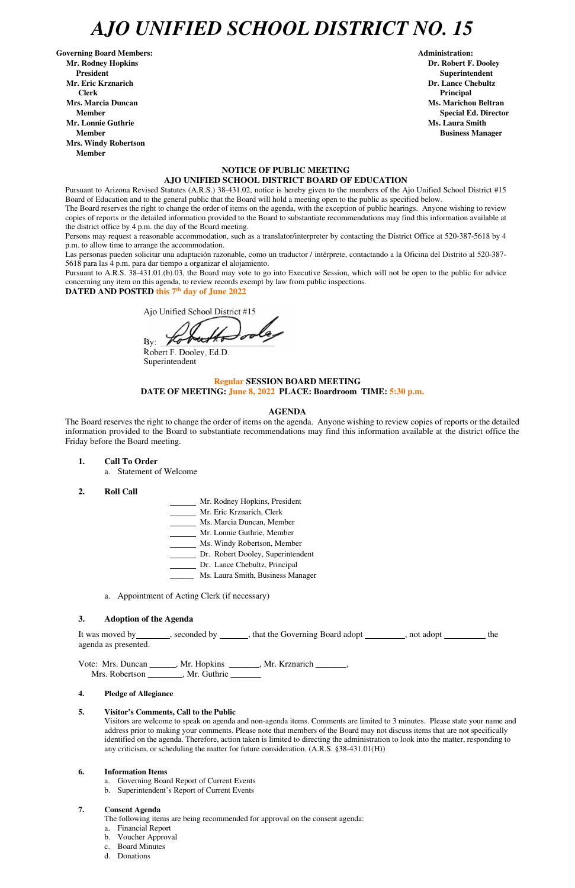# AJO UNIFIED SCHOOL DISTRICT NO. 15

**Governing Board Members:**
**Mr. Rodney Hopkins**
**President**
**Mr. Eric Krznarich**
**Clerk**
**Mrs. Marcia Duncan**
**Member**
**Mr. Lonnie Guthrie**
**Member**
**Mrs. Windy Robertson**
**Member**

**Administration:**
**Dr. Robert F. Dooley**
**Superintendent**
**Dr. Lance Chebultz**
**Principal**
**Ms. Marichou Beltran**
**Special Ed. Director**
**Ms. Laura Smith**
**Business Manager**

**NOTICE OF PUBLIC MEETING**
**AJO UNIFIED SCHOOL DISTRICT BOARD OF EDUCATION**

Pursuant to Arizona Revised Statutes (A.R.S.) 38-431.02, notice is hereby given to the members of the Ajo Unified School District #15 Board of Education and to the general public that the Board will hold a meeting open to the public as specified below.

The Board reserves the right to change the order of items on the agenda, with the exception of public hearings. Anyone wishing to review copies of reports or the detailed information provided to the Board to substantiate recommendations may find this information available at the district office by 4 p.m. the day of the Board meeting.

Persons may request a reasonable accommodation, such as a translator/interpreter by contacting the District Office at 520-387-5618 by 4 p.m. to allow time to arrange the accommodation.

Las personas pueden solicitar una adaptación razonable, como un traductor / intérprete, contactando a la Oficina del Distrito al 520-387-5618 para las 4 p.m. para dar tiempo a organizar el alojamiento.

Pursuant to A.R.S. 38-431.01.(b).03, the Board may vote to go into Executive Session, which will not be open to the public for advice concerning any item on this agenda, to review records exempt by law from public inspections.

**DATED AND POSTED this 7th day of June 2022**

Ajo Unified School District #15

By: ______________________
Robert F. Dooley, Ed.D.
Superintendent

**Regular SESSION BOARD MEETING**
**DATE OF MEETING: June 8, 2022 PLACE: Boardroom TIME: 5:30 p.m.**

**AGENDA**

The Board reserves the right to change the order of items on the agenda. Anyone wishing to review copies of reports or the detailed information provided to the Board to substantiate recommendations may find this information available at the district office the Friday before the Board meeting.

**1. Call To Order**
   a. Statement of Welcome

**2. Roll Call**

______ Mr. Rodney Hopkins, President
______ Mr. Eric Krznarich, Clerk
______ Ms. Marcia Duncan, Member
______ Mr. Lonnie Guthrie, Member
______ Ms. Windy Robertson, Member
______ Dr. Robert Dooley, Superintendent
______ Dr. Lance Chebultz, Principal
______ Ms. Laura Smith, Business Manager

   a. Appointment of Acting Clerk (if necessary)

**3. Adoption of the Agenda**

It was moved by________, seconded by ______, that the Governing Board adopt _________, not adopt __________ the agenda as presented.

Vote: Mrs. Duncan ______, Mr. Hopkins _______, Mr. Krznarich _______,
Mrs. Robertson ________, Mr. Guthrie _______

**4. Pledge of Allegiance**

**5. Visitor's Comments, Call to the Public**

Visitors are welcome to speak on agenda and non-agenda items. Comments are limited to 3 minutes. Please state your name and address prior to making your comments. Please note that members of the Board may not discuss items that are not specifically identified on the agenda. Therefore, action taken is limited to directing the administration to look into the matter, responding to any criticism, or scheduling the matter for future consideration. (A.R.S. §38-431.01(H))

**6. Information Items**
   a. Governing Board Report of Current Events
   b. Superintendent's Report of Current Events

**7. Consent Agenda**

The following items are being recommended for approval on the consent agenda:
   a. Financial Report
   b. Voucher Approval
   c. Board Minutes
   d. Donations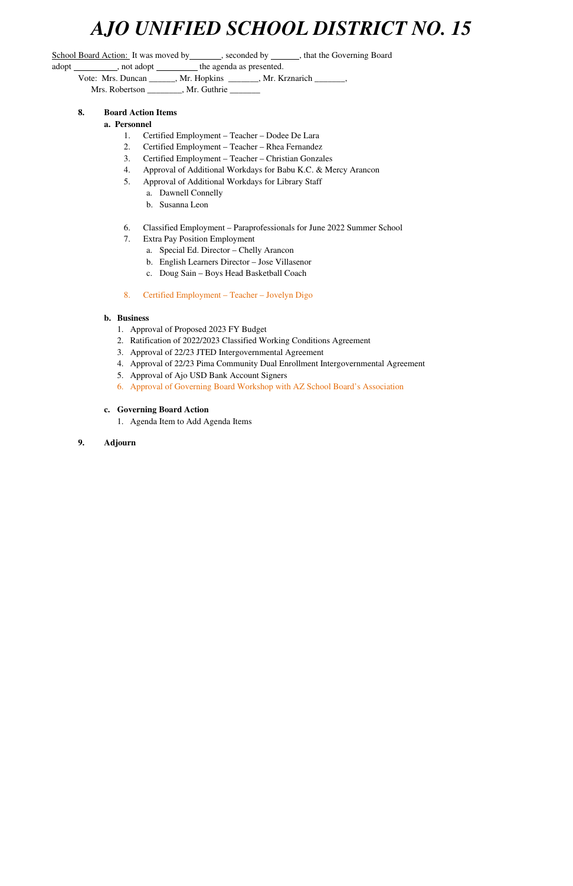# AJO UNIFIED SCHOOL DISTRICT NO. 15

School Board Action: It was moved by_______, seconded by ______, that the Governing Board adopt __________, not adopt _________ the agenda as presented.

Vote: Mrs. Duncan ______, Mr. Hopkins _______, Mr. Krznarich _______, Mrs. Robertson ________, Mr. Guthrie _______

**8. Board Action Items**

**a. Personnel**

1. Certified Employment – Teacher – Dodee De Lara
2. Certified Employment – Teacher – Rhea Fernandez
3. Certified Employment – Teacher – Christian Gonzales
4. Approval of Additional Workdays for Babu K.C. & Mercy Arancon
5. Approval of Additional Workdays for Library Staff
   a. Dawnell Connelly
   b. Susanna Leon
6. Classified Employment – Paraprofessionals for June 2022 Summer School
7. Extra Pay Position Employment
   a. Special Ed. Director – Chelly Arancon
   b. English Learners Director – Jose Villasenor
   c. Doug Sain – Boys Head Basketball Coach
8. Certified Employment – Teacher – Jovelyn Digo

**b. Business**

1. Approval of Proposed 2023 FY Budget
2. Ratification of 2022/2023 Classified Working Conditions Agreement
3. Approval of 22/23 JTED Intergovernmental Agreement
4. Approval of 22/23 Pima Community Dual Enrollment Intergovernmental Agreement
5. Approval of Ajo USD Bank Account Signers
6. Approval of Governing Board Workshop with AZ School Board's Association

**c. Governing Board Action**

1. Agenda Item to Add Agenda Items

**9. Adjourn**